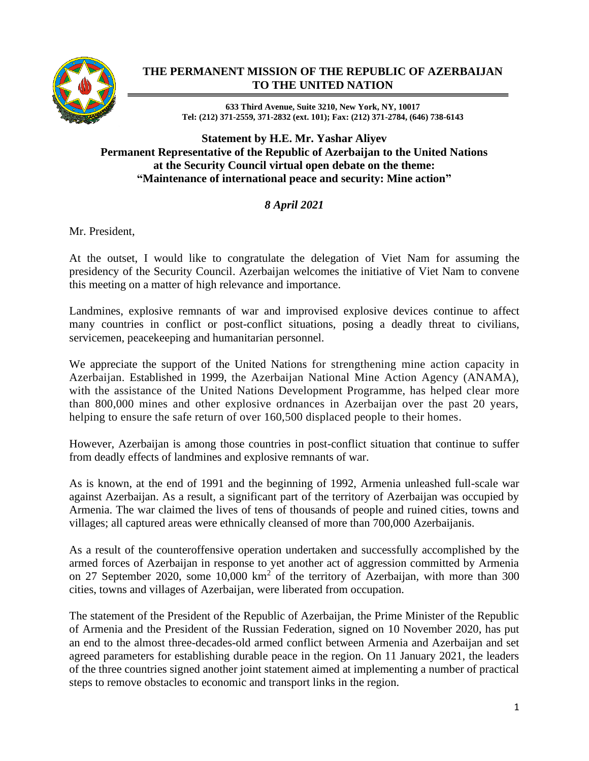**THE PERMANENT MISSION OF THE REPUBLIC OF AZERBAIJAN TO THE UNITED NATION**

**633 Third Avenue, Suite 3210, New York, NY, 10017**
**Tel: (212) 371-2559, 371-2832 (ext. 101); Fax: (212) 371-2784, (646) 738-6143**

**Statement by H.E. Mr. Yashar Aliyev**
**Permanent Representative of the Republic of Azerbaijan to the United Nations**
**at the Security Council virtual open debate on the theme:**
**"Maintenance of international peace and security: Mine action"**

***8 April 2021***

Mr. President,

At the outset, I would like to congratulate the delegation of Viet Nam for assuming the presidency of the Security Council. Azerbaijan welcomes the initiative of Viet Nam to convene this meeting on a matter of high relevance and importance.

Landmines, explosive remnants of war and improvised explosive devices continue to affect many countries in conflict or post-conflict situations, posing a deadly threat to civilians, servicemen, peacekeeping and humanitarian personnel.

We appreciate the support of the United Nations for strengthening mine action capacity in Azerbaijan. Established in 1999, the Azerbaijan National Mine Action Agency (ANAMA), with the assistance of the United Nations Development Programme, has helped clear more than 800,000 mines and other explosive ordnances in Azerbaijan over the past 20 years, helping to ensure the safe return of over 160,500 displaced people to their homes.

However, Azerbaijan is among those countries in post-conflict situation that continue to suffer from deadly effects of landmines and explosive remnants of war.

As is known, at the end of 1991 and the beginning of 1992, Armenia unleashed full-scale war against Azerbaijan. As a result, a significant part of the territory of Azerbaijan was occupied by Armenia. The war claimed the lives of tens of thousands of people and ruined cities, towns and villages; all captured areas were ethnically cleansed of more than 700,000 Azerbaijanis.

As a result of the counteroffensive operation undertaken and successfully accomplished by the armed forces of Azerbaijan in response to yet another act of aggression committed by Armenia on 27 September 2020, some 10,000 $km^2$ of the territory of Azerbaijan, with more than 300 cities, towns and villages of Azerbaijan, were liberated from occupation.

The statement of the President of the Republic of Azerbaijan, the Prime Minister of the Republic of Armenia and the President of the Russian Federation, signed on 10 November 2020, has put an end to the almost three-decades-old armed conflict between Armenia and Azerbaijan and set agreed parameters for establishing durable peace in the region. On 11 January 2021, the leaders of the three countries signed another joint statement aimed at implementing a number of practical steps to remove obstacles to economic and transport links in the region.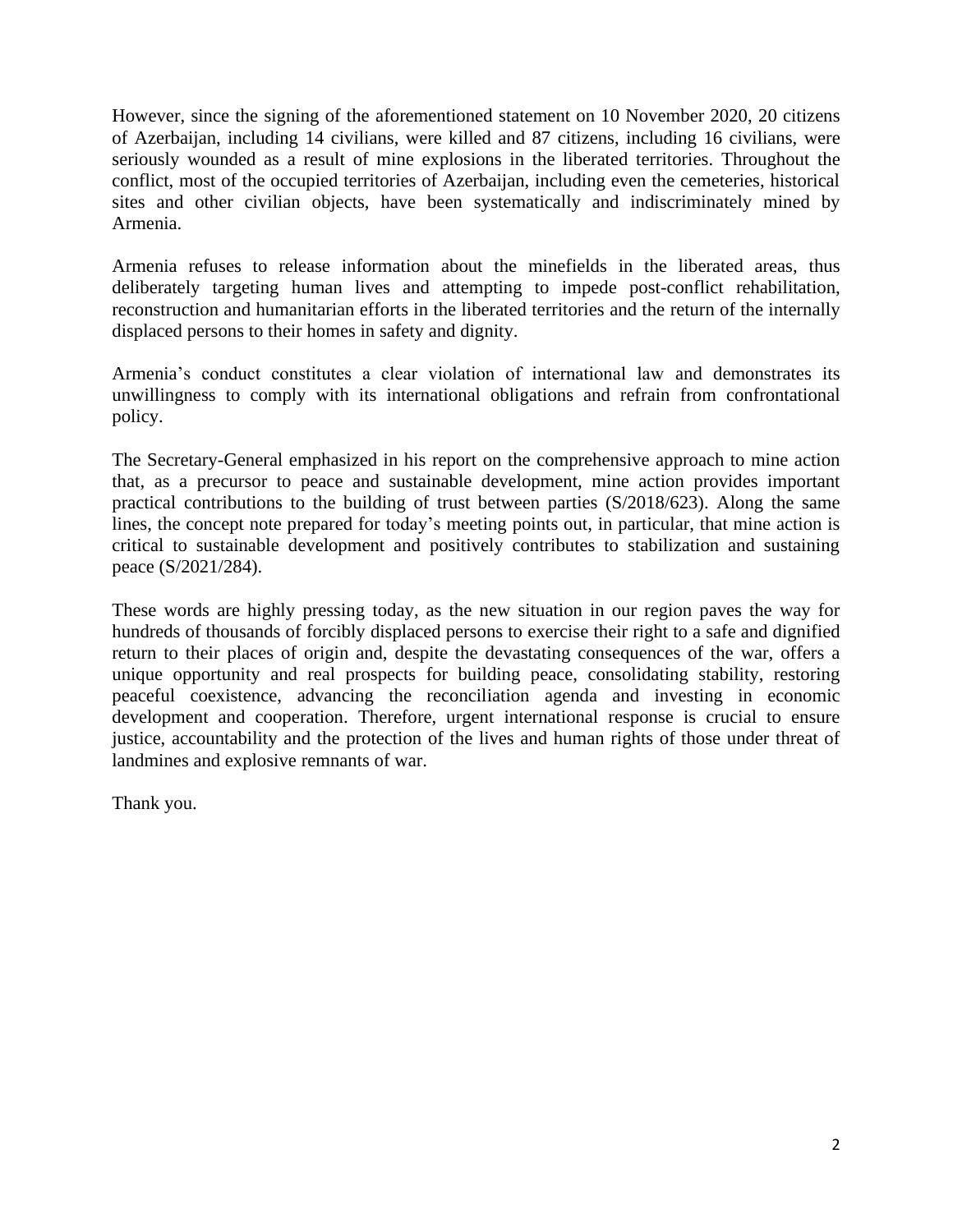However, since the signing of the aforementioned statement on 10 November 2020, 20 citizens of Azerbaijan, including 14 civilians, were killed and 87 citizens, including 16 civilians, were seriously wounded as a result of mine explosions in the liberated territories. Throughout the conflict, most of the occupied territories of Azerbaijan, including even the cemeteries, historical sites and other civilian objects, have been systematically and indiscriminately mined by Armenia.

Armenia refuses to release information about the minefields in the liberated areas, thus deliberately targeting human lives and attempting to impede post-conflict rehabilitation, reconstruction and humanitarian efforts in the liberated territories and the return of the internally displaced persons to their homes in safety and dignity.

Armenia's conduct constitutes a clear violation of international law and demonstrates its unwillingness to comply with its international obligations and refrain from confrontational policy.

The Secretary-General emphasized in his report on the comprehensive approach to mine action that, as a precursor to peace and sustainable development, mine action provides important practical contributions to the building of trust between parties (S/2018/623). Along the same lines, the concept note prepared for today's meeting points out, in particular, that mine action is critical to sustainable development and positively contributes to stabilization and sustaining peace (S/2021/284).

These words are highly pressing today, as the new situation in our region paves the way for hundreds of thousands of forcibly displaced persons to exercise their right to a safe and dignified return to their places of origin and, despite the devastating consequences of the war, offers a unique opportunity and real prospects for building peace, consolidating stability, restoring peaceful coexistence, advancing the reconciliation agenda and investing in economic development and cooperation. Therefore, urgent international response is crucial to ensure justice, accountability and the protection of the lives and human rights of those under threat of landmines and explosive remnants of war.

Thank you.